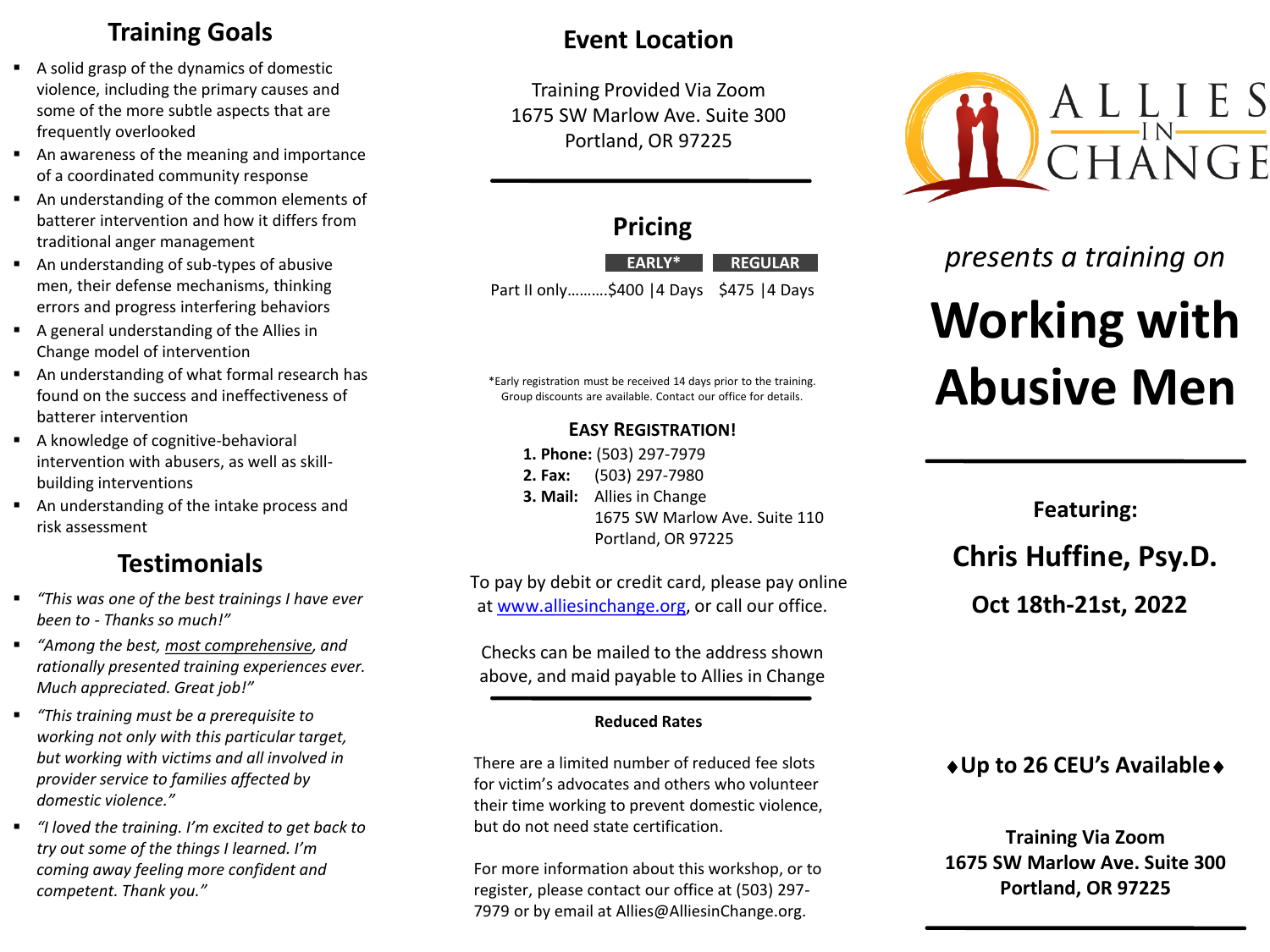## Training Goals

- A solid grasp of the dynamics of domestic violence, including the primary causes and some of the more subtle aspects that are frequently overlooked
- An awareness of the meaning and importance of a coordinated community response
- An understanding of the common elements of batterer intervention and how it differs from traditional anger management
- An understanding of sub-types of abusive men, their defense mechanisms, thinking errors and progress interfering behaviors
- A general understanding of the Allies in Change model of intervention
- An understanding of what formal research has found on the success and ineffectiveness of batterer intervention
- A knowledge of cognitive-behavioral intervention with abusers, as well as skill-building interventions
- An understanding of the intake process and risk assessment

## Testimonials

- *"This was one of the best trainings I have ever been to - Thanks so much!"*
- *"Among the best, most comprehensive, and rationally presented training experiences ever. Much appreciated. Great job!"*
- *"This training must be a prerequisite to working not only with this particular target, but working with victims and all involved in provider service to families affected by domestic violence."*
- *"I loved the training. I'm excited to get back to try out some of the things I learned. I'm coming away feeling more confident and competent. Thank you."*

## Event Location

Training Provided Via Zoom
1675 SW Marlow Ave. Suite 300
Portland, OR 97225

## Pricing

| | EARLY* | REGULAR |
|---|---|---|
| Part II only………. | $400 \|4 Days | $475 \|4 Days |

*Early registration must be received 14 days prior to the training. Group discounts are available. Contact our office for details.

### EASY REGISTRATION!

1. **Phone:** (503) 297-7979
2. **Fax:** (503) 297-7980
3. **Mail:** Allies in Change
   1675 SW Marlow Ave. Suite 110
   Portland, OR 97225

To pay by debit or credit card, please pay online at www.alliesinchange.org, or call our office.

Checks can be mailed to the address shown above, and maid payable to Allies in Change

**Reduced Rates**

There are a limited number of reduced fee slots for victim's advocates and others who volunteer their time working to prevent domestic violence, but do not need state certification.

For more information about this workshop, or to register, please contact our office at (503) 297-7979 or by email at Allies@AlliesinChange.org.

ALLIES IN CHANGE

*presents a training on*

# Working with Abusive Men

**Featuring:**

**Chris Huffine, Psy.D.**

**Oct 18th-21st, 2022**

**♦Up to 26 CEU's Available♦**

**Training Via Zoom**
**1675 SW Marlow Ave. Suite 300**
**Portland, OR 97225**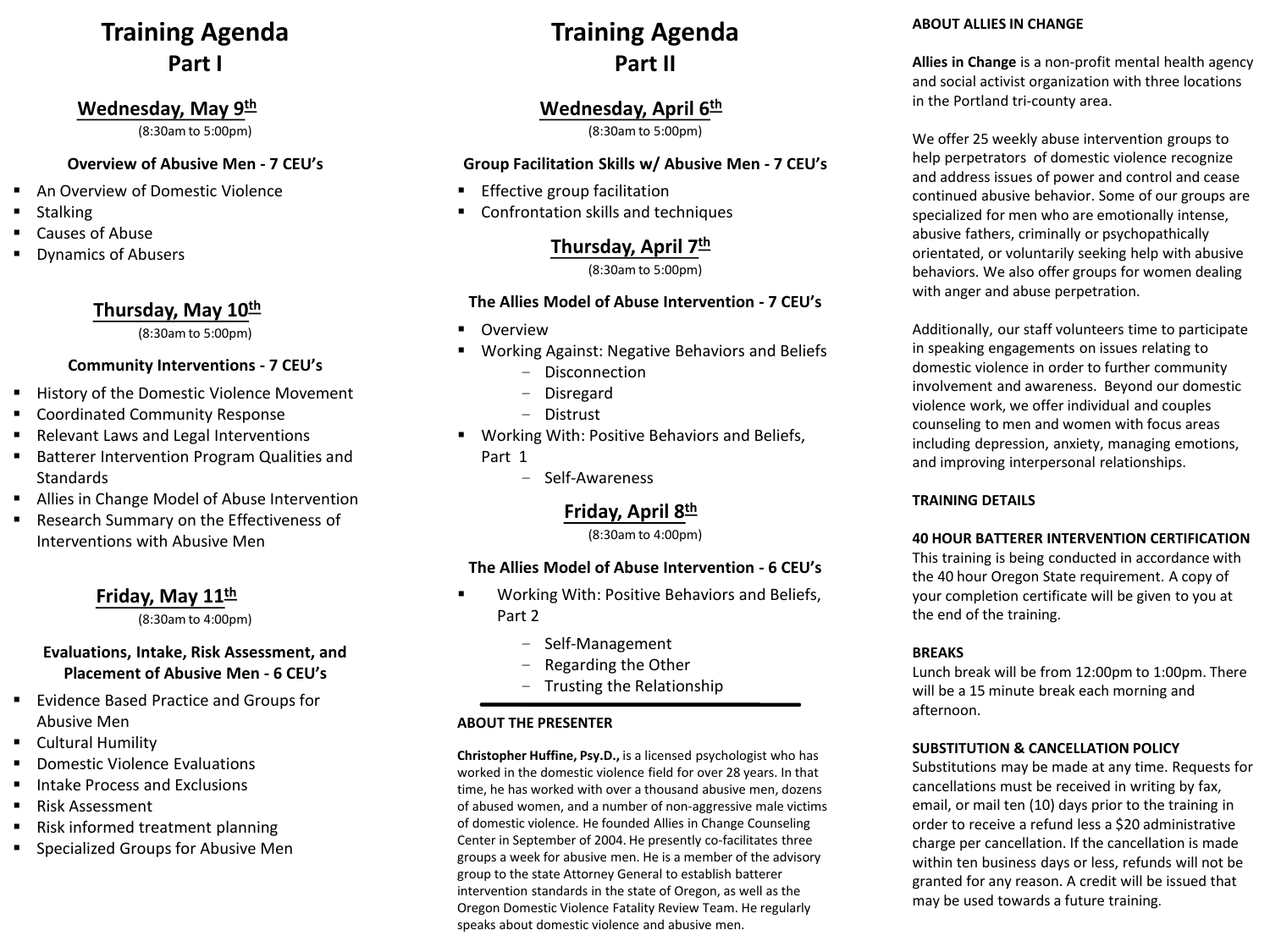# Training Agenda
## Part I

### Wednesday, May 9th
(8:30am to 5:00pm)

**Overview of Abusive Men - 7 CEU's**

- An Overview of Domestic Violence
- Stalking
- Causes of Abuse
- Dynamics of Abusers

### Thursday, May 10th
(8:30am to 5:00pm)

**Community Interventions - 7 CEU's**

- History of the Domestic Violence Movement
- Coordinated Community Response
- Relevant Laws and Legal Interventions
- Batterer Intervention Program Qualities and Standards
- Allies in Change Model of Abuse Intervention
- Research Summary on the Effectiveness of Interventions with Abusive Men

### Friday, May 11th
(8:30am to 4:00pm)

**Evaluations, Intake, Risk Assessment, and Placement of Abusive Men - 6 CEU's**

- Evidence Based Practice and Groups for Abusive Men
- Cultural Humility
- Domestic Violence Evaluations
- Intake Process and Exclusions
- Risk Assessment
- Risk informed treatment planning
- Specialized Groups for Abusive Men

# Training Agenda
## Part II

### Wednesday, April 6th
(8:30am to 5:00pm)

**Group Facilitation Skills w/ Abusive Men - 7 CEU's**

- Effective group facilitation
- Confrontation skills and techniques

### Thursday, April 7th
(8:30am to 5:00pm)

**The Allies Model of Abuse Intervention - 7 CEU's**

- Overview
- Working Against: Negative Behaviors and Beliefs
  - Disconnection
  - Disregard
  - Distrust
- Working With: Positive Behaviors and Beliefs, Part 1
  - Self-Awareness

### Friday, April 8th
(8:30am to 4:00pm)

**The Allies Model of Abuse Intervention - 6 CEU's**

- Working With: Positive Behaviors and Beliefs, Part 2
  - Self-Management
  - Regarding the Other
  - Trusting the Relationship

---

**ABOUT THE PRESENTER**

**Christopher Huffine, Psy.D.,** is a licensed psychologist who has worked in the domestic violence field for over 28 years. In that time, he has worked with over a thousand abusive men, dozens of abused women, and a number of non-aggressive male victims of domestic violence. He founded Allies in Change Counseling Center in September of 2004. He presently co-facilitates three groups a week for abusive men. He is a member of the advisory group to the state Attorney General to establish batterer intervention standards in the state of Oregon, as well as the Oregon Domestic Violence Fatality Review Team. He regularly speaks about domestic violence and abusive men.

**ABOUT ALLIES IN CHANGE**

**Allies in Change** is a non-profit mental health agency and social activist organization with three locations in the Portland tri-county area.

We offer 25 weekly abuse intervention groups to help perpetrators of domestic violence recognize and address issues of power and control and cease continued abusive behavior. Some of our groups are specialized for men who are emotionally intense, abusive fathers, criminally or psychopathically orientated, or voluntarily seeking help with abusive behaviors. We also offer groups for women dealing with anger and abuse perpetration.

Additionally, our staff volunteers time to participate in speaking engagements on issues relating to domestic violence in order to further community involvement and awareness. Beyond our domestic violence work, we offer individual and couples counseling to men and women with focus areas including depression, anxiety, managing emotions, and improving interpersonal relationships.

**TRAINING DETAILS**

**40 HOUR BATTERER INTERVENTION CERTIFICATION**
This training is being conducted in accordance with the 40 hour Oregon State requirement. A copy of your completion certificate will be given to you at the end of the training.

**BREAKS**
Lunch break will be from 12:00pm to 1:00pm. There will be a 15 minute break each morning and afternoon.

**SUBSTITUTION & CANCELLATION POLICY**
Substitutions may be made at any time. Requests for cancellations must be received in writing by fax, email, or mail ten (10) days prior to the training in order to receive a refund less a $20 administrative charge per cancellation. If the cancellation is made within ten business days or less, refunds will not be granted for any reason. A credit will be issued that may be used towards a future training.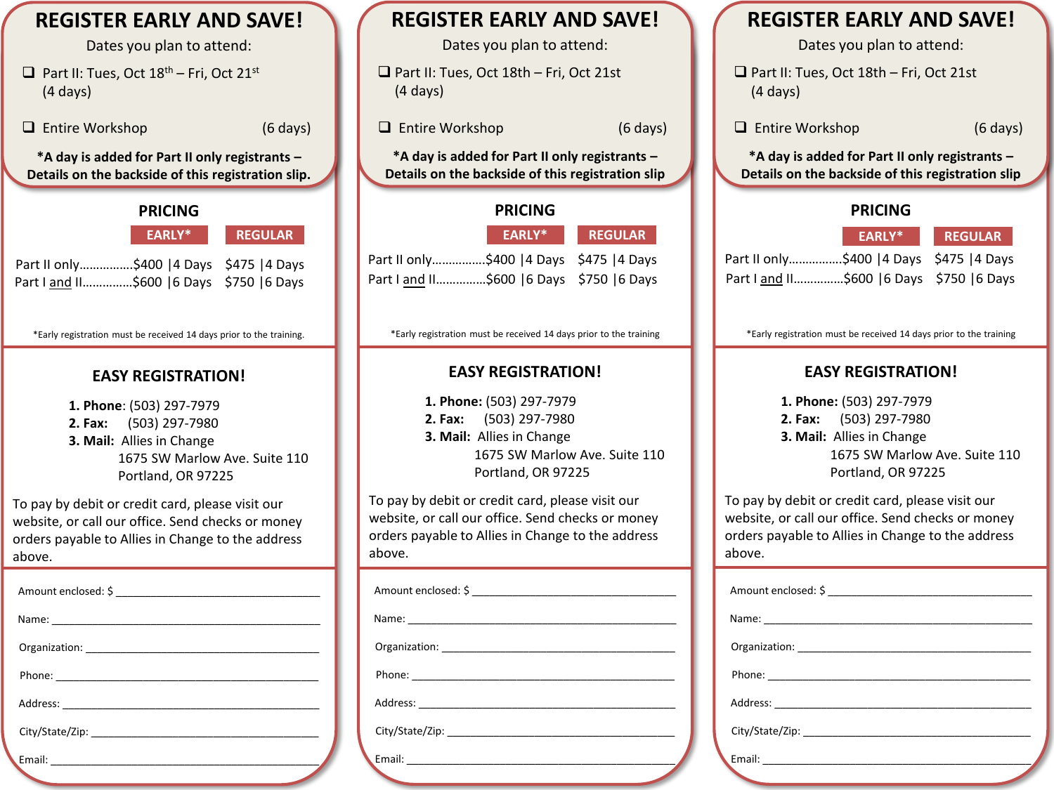# REGISTER EARLY AND SAVE!

Dates you plan to attend:

- ❑ Part II: Tues, Oct 18th – Fri, Oct 21st (4 days)
- ❑ Entire Workshop (6 days)

**\*A day is added for Part II only registrants – Details on the backside of this registration slip.**

## PRICING

| | EARLY* | REGULAR |
|---|---|---|
| Part II only................ | $400 \|4 Days | $475 \|4 Days |
| Part I and II.............. | $600 \|6 Days | $750 \|6 Days |

*Early registration must be received 14 days prior to the training.

## EASY REGISTRATION!

1. **Phone**: (503) 297-7979
2. **Fax:** (503) 297-7980
3. **Mail:** Allies in Change
   1675 SW Marlow Ave. Suite 110
   Portland, OR 97225

To pay by debit or credit card, please visit our website, or call our office. Send checks or money orders payable to Allies in Change to the address above.

Amount enclosed: $ ________________________________

Name: ________________________________

Organization: ________________________________

Phone: ________________________________

Address: ________________________________

City/State/Zip: ________________________________

Email: ________________________________

---

# REGISTER EARLY AND SAVE!

Dates you plan to attend:

- ❑ Part II: Tues, Oct 18th – Fri, Oct 21st (4 days)
- ❑ Entire Workshop (6 days)

**\*A day is added for Part II only registrants – Details on the backside of this registration slip**

## PRICING

| | EARLY* | REGULAR |
|---|---|---|
| Part II only................ | $400 \|4 Days | $475 \|4 Days |
| Part I and II.............. | $600 \|6 Days | $750 \|6 Days |

*Early registration must be received 14 days prior to the training

## EASY REGISTRATION!

1. **Phone:** (503) 297-7979
2. **Fax:** (503) 297-7980
3. **Mail:** Allies in Change
   1675 SW Marlow Ave. Suite 110
   Portland, OR 97225

To pay by debit or credit card, please visit our website, or call our office. Send checks or money orders payable to Allies in Change to the address above.

Amount enclosed: $ ________________________________

Name: ________________________________

Organization: ________________________________

Phone: ________________________________

Address: ________________________________

City/State/Zip: ________________________________

Email: ________________________________

---

# REGISTER EARLY AND SAVE!

Dates you plan to attend:

- ❑ Part II: Tues, Oct 18th – Fri, Oct 21st (4 days)
- ❑ Entire Workshop (6 days)

**\*A day is added for Part II only registrants – Details on the backside of this registration slip**

## PRICING

| | EARLY* | REGULAR |
|---|---|---|
| Part II only................ | $400 \|4 Days | $475 \|4 Days |
| Part I and II.............. | $600 \|6 Days | $750 \|6 Days |

*Early registration must be received 14 days prior to the training

## EASY REGISTRATION!

1. **Phone:** (503) 297-7979
2. **Fax:** (503) 297-7980
3. **Mail:** Allies in Change
   1675 SW Marlow Ave. Suite 110
   Portland, OR 97225

To pay by debit or credit card, please visit our website, or call our office. Send checks or money orders payable to Allies in Change to the address above.

Amount enclosed: $ ________________________________

Name: ________________________________

Organization: ________________________________

Phone: ________________________________

Address: ________________________________

City/State/Zip: ________________________________

Email: ________________________________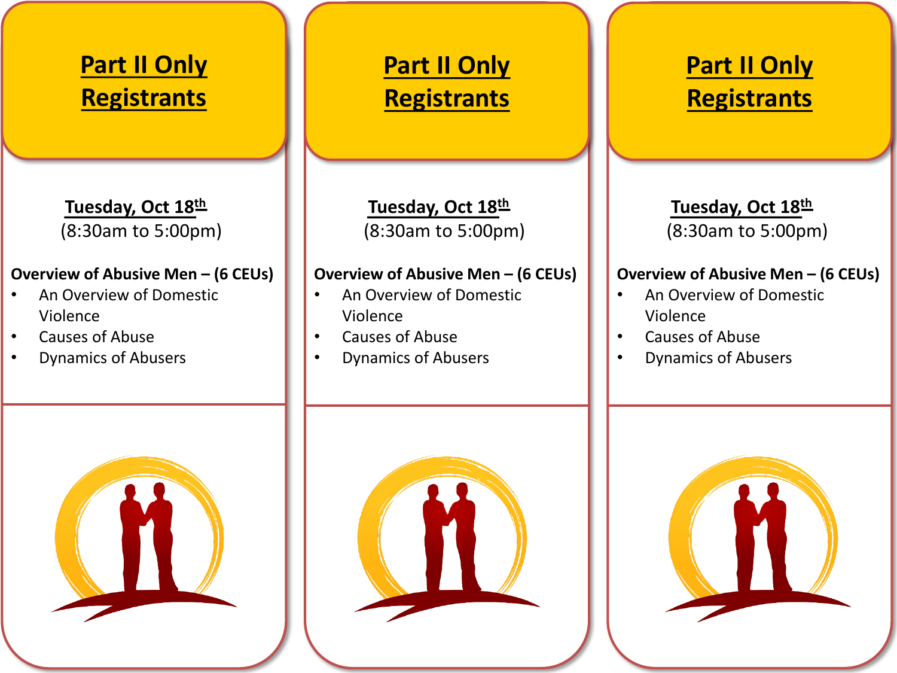## Part II Only Registrants

**Tuesday, Oct 18th**
(8:30am to 5:00pm)

**Overview of Abusive Men – (6 CEUs)**

- An Overview of Domestic Violence
- Causes of Abuse
- Dynamics of Abusers

## Part II Only Registrants

**Tuesday, Oct 18th**
(8:30am to 5:00pm)

**Overview of Abusive Men – (6 CEUs)**

- An Overview of Domestic Violence
- Causes of Abuse
- Dynamics of Abusers

## Part II Only Registrants

**Tuesday, Oct 18th**
(8:30am to 5:00pm)

**Overview of Abusive Men – (6 CEUs)**

- An Overview of Domestic Violence
- Causes of Abuse
- Dynamics of Abusers